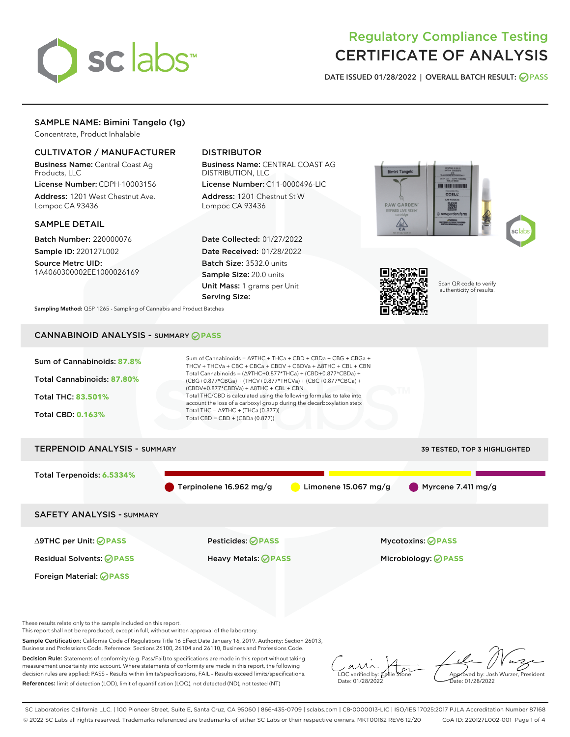# Regulatory Compliance Testing
# CERTIFICATE OF ANALYSIS

**DATE ISSUED 01/28/2022 | OVERALL BATCH RESULT: PASS**

## SAMPLE NAME: Bimini Tangelo (1g)

Concentrate, Product Inhalable

### CULTIVATOR / MANUFACTURER

**Business Name:** Central Coast Ag Products, LLC

**License Number:** CDPH-10003156

**Address:** 1201 West Chestnut Ave. Lompoc CA 93436

### DISTRIBUTOR

**Business Name:** CENTRAL COAST AG DISTRIBUTION, LLC

**License Number:** C11-0000496-LIC

**Address:** 1201 Chestnut St W Lompoc CA 93436

### SAMPLE DETAIL

**Batch Number:** 220000076

**Sample ID:** 220127L002

**Source Metrc UID:** 1A4060300002EE1000026169

**Date Collected:** 01/27/2022

**Date Received:** 01/28/2022

**Batch Size:** 3532.0 units

**Sample Size:** 20.0 units

**Unit Mass:** 1 grams per Unit

**Serving Size:**

Scan QR code to verify authenticity of results.

**Sampling Method:** QSP 1265 - Sampling of Cannabis and Product Batches

## CANNABINOID ANALYSIS - SUMMARY PASS

**Sum of Cannabinoids: 87.8%**

**Total Cannabinoids: 87.80%**

**Total THC: 83.501%**

**Total CBD: 0.163%**

Sum of Cannabinoids = Δ9THC + THCa + CBD + CBDa + CBG + CBGa + THCV + THCVa + CBC + CBCa + CBDV + CBDVa + Δ8THC + CBL + CBN

Total Cannabinoids = (Δ9THC+0.877*THCa) + (CBD+0.877*CBDa) + (CBG+0.877*CBGa) + (THCV+0.877*THCVa) + (CBC+0.877*CBCa) + (CBDV+0.877*CBDVa) + Δ8THC + CBL + CBN

Total THC/CBD is calculated using the following formulas to take into account the loss of a carboxyl group during the decarboxylation step:

Total THC = Δ9THC + (THCa (0.877))

Total CBD = CBD + (CBDa (0.877))

## TERPENOID ANALYSIS - SUMMARY

39 TESTED, TOP 3 HIGHLIGHTED

**Total Terpenoids: 6.5334%**

- Terpinolene 16.962 mg/g
- Limonene 15.067 mg/g
- Myrcene 7.411 mg/g

## SAFETY ANALYSIS - SUMMARY

| | | |
|---|---|---|
| Δ9THC per Unit: PASS | Pesticides: PASS | Mycotoxins: PASS |
| Residual Solvents: PASS | Heavy Metals: PASS | Microbiology: PASS |
| Foreign Material: PASS | | |

These results relate only to the sample included on this report.
This report shall not be reproduced, except in full, without written approval of the laboratory.

**Sample Certification:** California Code of Regulations Title 16 Effect Date January 16, 2019. Authority: Section 26013, Business and Professions Code. Reference: Sections 26100, 26104 and 26110, Business and Professions Code.

**Decision Rule:** Statements of conformity (e.g. Pass/Fail) to specifications are made in this report without taking measurement uncertainty into account. Where statements of conformity are made in this report, the following decision rules are applied: PASS – Results within limits/specifications, FAIL – Results exceed limits/specifications.

**References:** limit of detection (LOD), limit of quantification (LOQ), not detected (ND), not tested (NT)

LQC verified by: Callie Stone
Date: 01/28/2022

Approved by: Josh Wurzer, President
Date: 01/28/2022

SC Laboratories California LLC. | 100 Pioneer Street, Suite E, Santa Cruz, CA 95060 | 866-435-0709 | sclabs.com | C8-0000013-LIC | ISO/IES 17025:2017 PJLA Accreditation Number 87168
© 2022 SC Labs all rights reserved. Trademarks referenced are trademarks of either SC Labs or their respective owners. MKT00162 REV6 12/20 CoA ID: 220127L002-001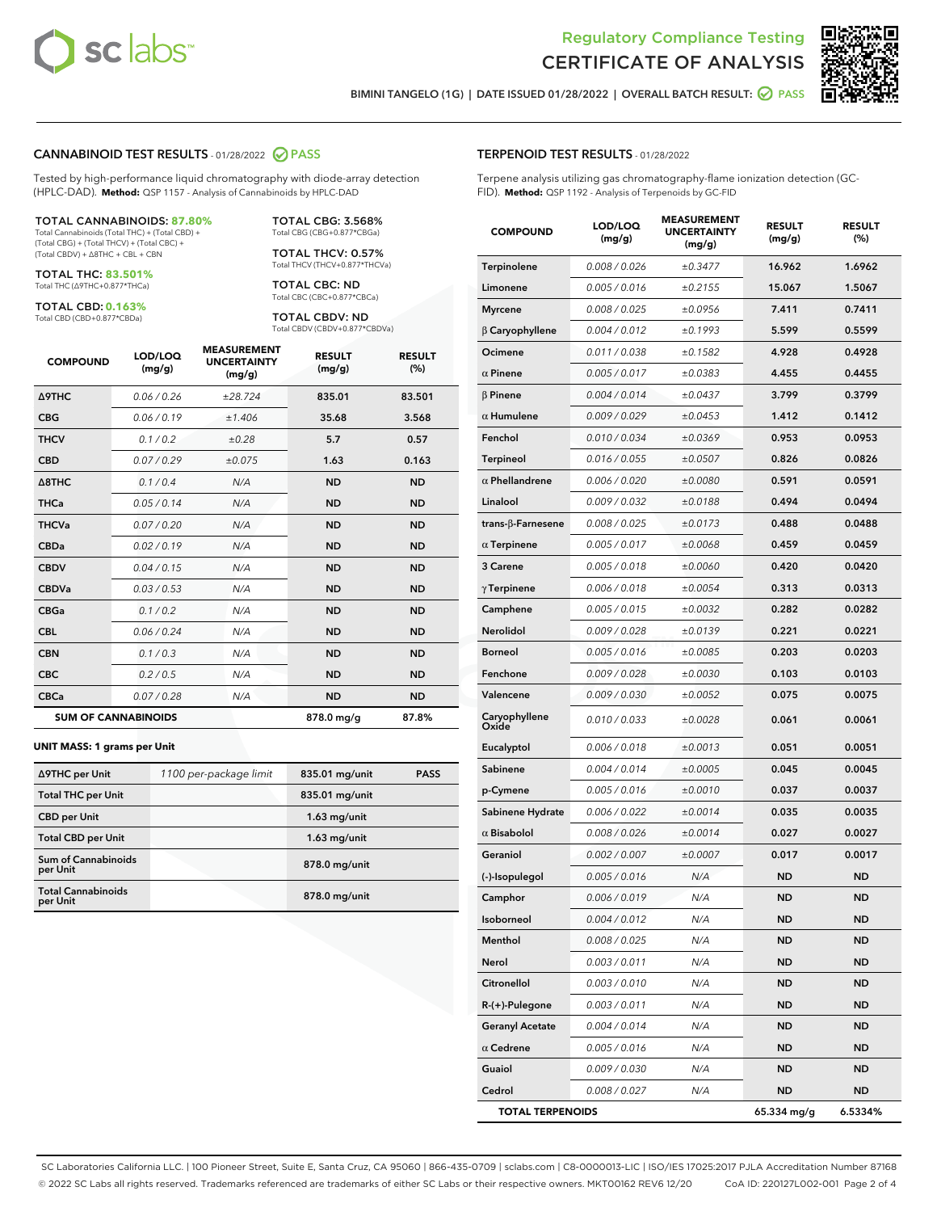# Regulatory Compliance Testing
# CERTIFICATE OF ANALYSIS

BIMINI TANGELO (1G) | DATE ISSUED 01/28/2022 | OVERALL BATCH RESULT: PASS

## CANNABINOID TEST RESULTS - 01/28/2022 PASS

Tested by high-performance liquid chromatography with diode-array detection (HPLC-DAD). **Method:** QSP 1157 - Analysis of Cannabinoids by HPLC-DAD

**TOTAL CANNABINOIDS: 87.80%**
Total Cannabinoids (Total THC) + (Total CBD) + (Total CBG) + (Total THCV) + (Total CBC) + (Total CBDV) + Δ8THC + CBL + CBN

**TOTAL THC: 83.501%**
Total THC (Δ9THC+0.877*THCa)

**TOTAL CBD: 0.163%**
Total CBD (CBD+0.877*CBDa)

**TOTAL CBG: 3.568%**
Total CBG (CBG+0.877*CBGa)

**TOTAL THCV: 0.57%**
Total THCV (THCV+0.877*THCVa)

**TOTAL CBC: ND**
Total CBC (CBC+0.877*CBCa)

**TOTAL CBDV: ND**
Total CBDV (CBDV+0.877*CBDVa)

| COMPOUND | LOD/LOQ (mg/g) | MEASUREMENT UNCERTAINTY (mg/g) | RESULT (mg/g) | RESULT (%) |
|---|---|---|---|---|
| Δ9THC | 0.06 / 0.26 | ±28.724 | 835.01 | 83.501 |
| CBG | 0.06 / 0.19 | ±1.406 | 35.68 | 3.568 |
| THCV | 0.1 / 0.2 | ±0.28 | 5.7 | 0.57 |
| CBD | 0.07 / 0.29 | ±0.075 | 1.63 | 0.163 |
| Δ8THC | 0.1 / 0.4 | N/A | ND | ND |
| THCa | 0.05 / 0.14 | N/A | ND | ND |
| THCVa | 0.07 / 0.20 | N/A | ND | ND |
| CBDa | 0.02 / 0.19 | N/A | ND | ND |
| CBDV | 0.04 / 0.15 | N/A | ND | ND |
| CBDVa | 0.03 / 0.53 | N/A | ND | ND |
| CBGa | 0.1 / 0.2 | N/A | ND | ND |
| CBL | 0.06 / 0.24 | N/A | ND | ND |
| CBN | 0.1 / 0.3 | N/A | ND | ND |
| CBC | 0.2 / 0.5 | N/A | ND | ND |
| CBCa | 0.07 / 0.28 | N/A | ND | ND |
| **SUM OF CANNABINOIDS** | | | 878.0 mg/g | 87.8% |

### UNIT MASS: 1 grams per Unit

| | | | |
|---|---|---|---|
| Δ9THC per Unit | 1100 per-package limit | 835.01 mg/unit | PASS |
| Total THC per Unit | | 835.01 mg/unit | |
| CBD per Unit | | 1.63 mg/unit | |
| Total CBD per Unit | | 1.63 mg/unit | |
| Sum of Cannabinoids per Unit | | 878.0 mg/unit | |
| Total Cannabinoids per Unit | | 878.0 mg/unit | |

## TERPENOID TEST RESULTS - 01/28/2022

Terpene analysis utilizing gas chromatography-flame ionization detection (GC-FID). **Method:** QSP 1192 - Analysis of Terpenoids by GC-FID

| COMPOUND | LOD/LOQ (mg/g) | MEASUREMENT UNCERTAINTY (mg/g) | RESULT (mg/g) | RESULT (%) |
|---|---|---|---|---|
| Terpinolene | 0.008 / 0.026 | ±0.3477 | 16.962 | 1.6962 |
| Limonene | 0.005 / 0.016 | ±0.2155 | 15.067 | 1.5067 |
| Myrcene | 0.008 / 0.025 | ±0.0956 | 7.411 | 0.7411 |
| β Caryophyllene | 0.004 / 0.012 | ±0.1993 | 5.599 | 0.5599 |
| Ocimene | 0.011 / 0.038 | ±0.1582 | 4.928 | 0.4928 |
| α Pinene | 0.005 / 0.017 | ±0.0383 | 4.455 | 0.4455 |
| β Pinene | 0.004 / 0.014 | ±0.0437 | 3.799 | 0.3799 |
| α Humulene | 0.009 / 0.029 | ±0.0453 | 1.412 | 0.1412 |
| Fenchol | 0.010 / 0.034 | ±0.0369 | 0.953 | 0.0953 |
| Terpineol | 0.016 / 0.055 | ±0.0507 | 0.826 | 0.0826 |
| α Phellandrene | 0.006 / 0.020 | ±0.0080 | 0.591 | 0.0591 |
| Linalool | 0.009 / 0.032 | ±0.0188 | 0.494 | 0.0494 |
| trans-β-Farnesene | 0.008 / 0.025 | ±0.0173 | 0.488 | 0.0488 |
| α Terpinene | 0.005 / 0.017 | ±0.0068 | 0.459 | 0.0459 |
| 3 Carene | 0.005 / 0.018 | ±0.0060 | 0.420 | 0.0420 |
| γ Terpinene | 0.006 / 0.018 | ±0.0054 | 0.313 | 0.0313 |
| Camphene | 0.005 / 0.015 | ±0.0032 | 0.282 | 0.0282 |
| Nerolidol | 0.009 / 0.028 | ±0.0139 | 0.221 | 0.0221 |
| Borneol | 0.005 / 0.016 | ±0.0085 | 0.203 | 0.0203 |
| Fenchone | 0.009 / 0.028 | ±0.0030 | 0.103 | 0.0103 |
| Valencene | 0.009 / 0.030 | ±0.0052 | 0.075 | 0.0075 |
| Caryophyllene Oxide | 0.010 / 0.033 | ±0.0028 | 0.061 | 0.0061 |
| Eucalyptol | 0.006 / 0.018 | ±0.0013 | 0.051 | 0.0051 |
| Sabinene | 0.004 / 0.014 | ±0.0005 | 0.045 | 0.0045 |
| p-Cymene | 0.005 / 0.016 | ±0.0010 | 0.037 | 0.0037 |
| Sabinene Hydrate | 0.006 / 0.022 | ±0.0014 | 0.035 | 0.0035 |
| α Bisabolol | 0.008 / 0.026 | ±0.0014 | 0.027 | 0.0027 |
| Geraniol | 0.002 / 0.007 | ±0.0007 | 0.017 | 0.0017 |
| (-)-Isopulegol | 0.005 / 0.016 | N/A | ND | ND |
| Camphor | 0.006 / 0.019 | N/A | ND | ND |
| Isoborneol | 0.004 / 0.012 | N/A | ND | ND |
| Menthol | 0.008 / 0.025 | N/A | ND | ND |
| Nerol | 0.003 / 0.011 | N/A | ND | ND |
| Citronellol | 0.003 / 0.010 | N/A | ND | ND |
| R-(+)-Pulegone | 0.003 / 0.011 | N/A | ND | ND |
| Geranyl Acetate | 0.004 / 0.014 | N/A | ND | ND |
| α Cedrene | 0.005 / 0.016 | N/A | ND | ND |
| Guaiol | 0.009 / 0.030 | N/A | ND | ND |
| Cedrol | 0.008 / 0.027 | N/A | ND | ND |
| **TOTAL TERPENOIDS** | | | 65.334 mg/g | 6.5334% |

SC Laboratories California LLC. | 100 Pioneer Street, Suite E, Santa Cruz, CA 95060 | 866-435-0709 | sclabs.com | C8-0000013-LIC | ISO/IES 17025:2017 PJLA Accreditation Number 87168
© 2022 SC Labs all rights reserved. Trademarks referenced are trademarks of either SC Labs or their respective owners. MKT00162 REV6 12/20 CoA ID: 220127L002-001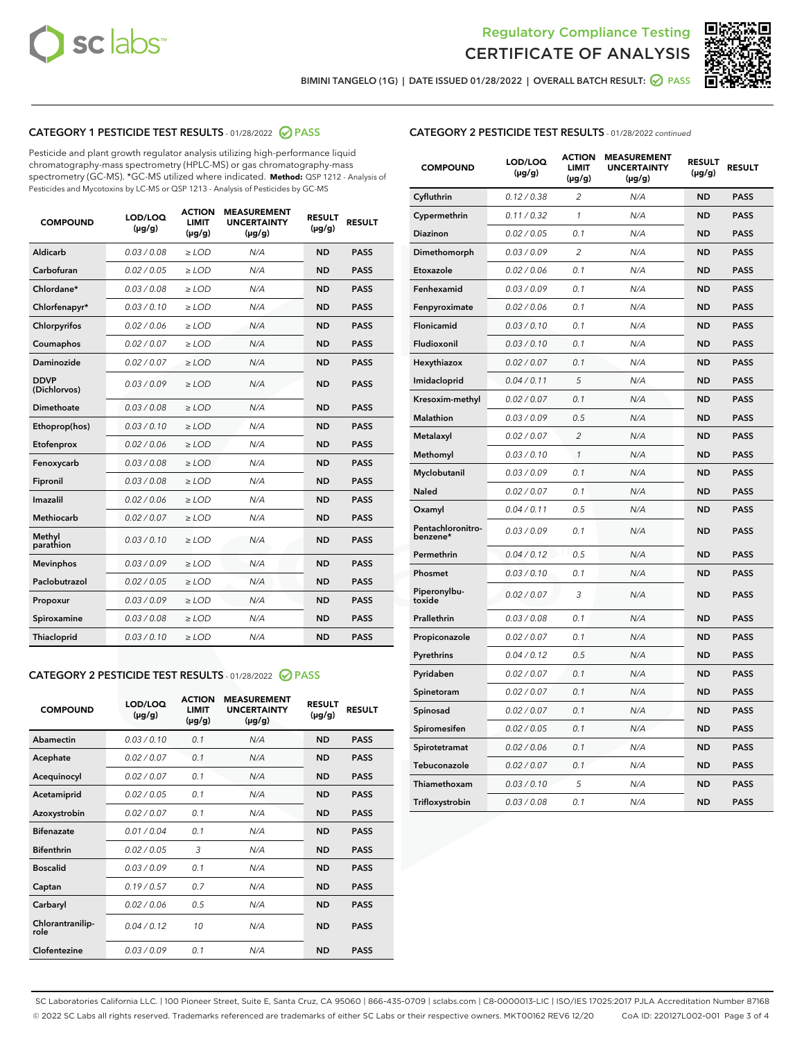Regulatory Compliance Testing
CERTIFICATE OF ANALYSIS

BIMINI TANGELO (1G) | DATE ISSUED 01/28/2022 | OVERALL BATCH RESULT: PASS

## CATEGORY 1 PESTICIDE TEST RESULTS - 01/28/2022 PASS

Pesticide and plant growth regulator analysis utilizing high-performance liquid chromatography-mass spectrometry (HPLC-MS) or gas chromatography-mass spectrometry (GC-MS). *GC-MS utilized where indicated. **Method:** QSP 1212 - Analysis of Pesticides and Mycotoxins by LC-MS or QSP 1213 - Analysis of Pesticides by GC-MS

| COMPOUND | LOD/LOQ (μg/g) | ACTION LIMIT (μg/g) | MEASUREMENT UNCERTAINTY (μg/g) | RESULT (μg/g) | RESULT |
|---|---|---|---|---|---|
| Aldicarb | 0.03 / 0.08 | ≥ LOD | N/A | ND | PASS |
| Carbofuran | 0.02 / 0.05 | ≥ LOD | N/A | ND | PASS |
| Chlordane* | 0.03 / 0.08 | ≥ LOD | N/A | ND | PASS |
| Chlorfenapyr* | 0.03 / 0.10 | ≥ LOD | N/A | ND | PASS |
| Chlorpyrifos | 0.02 / 0.06 | ≥ LOD | N/A | ND | PASS |
| Coumaphos | 0.02 / 0.07 | ≥ LOD | N/A | ND | PASS |
| Daminozide | 0.02 / 0.07 | ≥ LOD | N/A | ND | PASS |
| DDVP (Dichlorvos) | 0.03 / 0.09 | ≥ LOD | N/A | ND | PASS |
| Dimethoate | 0.03 / 0.08 | ≥ LOD | N/A | ND | PASS |
| Ethoprop(hos) | 0.03 / 0.10 | ≥ LOD | N/A | ND | PASS |
| Etofenprox | 0.02 / 0.06 | ≥ LOD | N/A | ND | PASS |
| Fenoxycarb | 0.03 / 0.08 | ≥ LOD | N/A | ND | PASS |
| Fipronil | 0.03 / 0.08 | ≥ LOD | N/A | ND | PASS |
| Imazalil | 0.02 / 0.06 | ≥ LOD | N/A | ND | PASS |
| Methiocarb | 0.02 / 0.07 | ≥ LOD | N/A | ND | PASS |
| Methyl parathion | 0.03 / 0.10 | ≥ LOD | N/A | ND | PASS |
| Mevinphos | 0.03 / 0.09 | ≥ LOD | N/A | ND | PASS |
| Paclobutrazol | 0.02 / 0.05 | ≥ LOD | N/A | ND | PASS |
| Propoxur | 0.03 / 0.09 | ≥ LOD | N/A | ND | PASS |
| Spiroxamine | 0.03 / 0.08 | ≥ LOD | N/A | ND | PASS |
| Thiacloprid | 0.03 / 0.10 | ≥ LOD | N/A | ND | PASS |

## CATEGORY 2 PESTICIDE TEST RESULTS - 01/28/2022 PASS

| COMPOUND | LOD/LOQ (μg/g) | ACTION LIMIT (μg/g) | MEASUREMENT UNCERTAINTY (μg/g) | RESULT (μg/g) | RESULT |
|---|---|---|---|---|---|
| Abamectin | 0.03 / 0.10 | 0.1 | N/A | ND | PASS |
| Acephate | 0.02 / 0.07 | 0.1 | N/A | ND | PASS |
| Acequinocyl | 0.02 / 0.07 | 0.1 | N/A | ND | PASS |
| Acetamiprid | 0.02 / 0.05 | 0.1 | N/A | ND | PASS |
| Azoxystrobin | 0.02 / 0.07 | 0.1 | N/A | ND | PASS |
| Bifenazate | 0.01 / 0.04 | 0.1 | N/A | ND | PASS |
| Bifenthrin | 0.02 / 0.05 | 3 | N/A | ND | PASS |
| Boscalid | 0.03 / 0.09 | 0.1 | N/A | ND | PASS |
| Captan | 0.19 / 0.57 | 0.7 | N/A | ND | PASS |
| Carbaryl | 0.02 / 0.06 | 0.5 | N/A | ND | PASS |
| Chlorantraniliprole | 0.04 / 0.12 | 10 | N/A | ND | PASS |
| Clofentezine | 0.03 / 0.09 | 0.1 | N/A | ND | PASS |
| Cyfluthrin | 0.12 / 0.38 | 2 | N/A | ND | PASS |
| Cypermethrin | 0.11 / 0.32 | 1 | N/A | ND | PASS |
| Diazinon | 0.02 / 0.05 | 0.1 | N/A | ND | PASS |
| Dimethomorph | 0.03 / 0.09 | 2 | N/A | ND | PASS |
| Etoxazole | 0.02 / 0.06 | 0.1 | N/A | ND | PASS |
| Fenhexamid | 0.03 / 0.09 | 0.1 | N/A | ND | PASS |
| Fenpyroximate | 0.02 / 0.06 | 0.1 | N/A | ND | PASS |
| Flonicamid | 0.03 / 0.10 | 0.1 | N/A | ND | PASS |
| Fludioxonil | 0.03 / 0.10 | 0.1 | N/A | ND | PASS |
| Hexythiazox | 0.02 / 0.07 | 0.1 | N/A | ND | PASS |
| Imidacloprid | 0.04 / 0.11 | 5 | N/A | ND | PASS |
| Kresoxim-methyl | 0.02 / 0.07 | 0.1 | N/A | ND | PASS |
| Malathion | 0.03 / 0.09 | 0.5 | N/A | ND | PASS |
| Metalaxyl | 0.02 / 0.07 | 2 | N/A | ND | PASS |
| Methomyl | 0.03 / 0.10 | 1 | N/A | ND | PASS |
| Myclobutanil | 0.03 / 0.09 | 0.1 | N/A | ND | PASS |
| Naled | 0.02 / 0.07 | 0.1 | N/A | ND | PASS |
| Oxamyl | 0.04 / 0.11 | 0.5 | N/A | ND | PASS |
| Pentachloronitrobenzene* | 0.03 / 0.09 | 0.1 | N/A | ND | PASS |
| Permethrin | 0.04 / 0.12 | 0.5 | N/A | ND | PASS |
| Phosmet | 0.03 / 0.10 | 0.1 | N/A | ND | PASS |
| Piperonylbutoxide | 0.02 / 0.07 | 3 | N/A | ND | PASS |
| Prallethrin | 0.03 / 0.08 | 0.1 | N/A | ND | PASS |
| Propiconazole | 0.02 / 0.07 | 0.1 | N/A | ND | PASS |
| Pyrethrins | 0.04 / 0.12 | 0.5 | N/A | ND | PASS |
| Pyridaben | 0.02 / 0.07 | 0.1 | N/A | ND | PASS |
| Spinetoram | 0.02 / 0.07 | 0.1 | N/A | ND | PASS |
| Spinosad | 0.02 / 0.07 | 0.1 | N/A | ND | PASS |
| Spiromesifen | 0.02 / 0.05 | 0.1 | N/A | ND | PASS |
| Spirotetramat | 0.02 / 0.06 | 0.1 | N/A | ND | PASS |
| Tebuconazole | 0.02 / 0.07 | 0.1 | N/A | ND | PASS |
| Thiamethoxam | 0.03 / 0.10 | 5 | N/A | ND | PASS |
| Trifloxystrobin | 0.03 / 0.08 | 0.1 | N/A | ND | PASS |

SC Laboratories California LLC. | 100 Pioneer Street, Suite E, Santa Cruz, CA 95060 | 866-435-0709 | sclabs.com | C8-0000013-LIC | ISO/IES 17025:2017 PJLA Accreditation Number 87168
© 2022 SC Labs all rights reserved. Trademarks referenced are trademarks of either SC Labs or their respective owners. MKT00162 REV6 12/20 CoA ID: 220127L002-001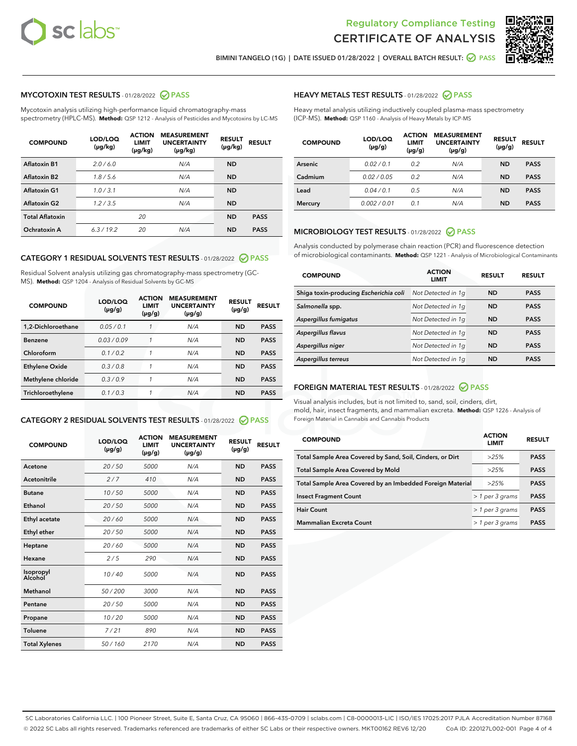Regulatory Compliance Testing
CERTIFICATE OF ANALYSIS

BIMINI TANGELO (1G) | DATE ISSUED 01/28/2022 | OVERALL BATCH RESULT: PASS

## MYCOTOXIN TEST RESULTS - 01/28/2022 PASS

Mycotoxin analysis utilizing high-performance liquid chromatography-mass spectrometry (HPLC-MS). **Method:** QSP 1212 - Analysis of Pesticides and Mycotoxins by LC-MS

| COMPOUND | LOD/LOQ (µg/kg) | ACTION LIMIT (µg/kg) | MEASUREMENT UNCERTAINTY (µg/kg) | RESULT (µg/kg) | RESULT |
|---|---|---|---|---|---|
| Aflatoxin B1 | 2.0 / 6.0 | | N/A | ND | |
| Aflatoxin B2 | 1.8 / 5.6 | | N/A | ND | |
| Aflatoxin G1 | 1.0 / 3.1 | | N/A | ND | |
| Aflatoxin G2 | 1.2 / 3.5 | | N/A | ND | |
| Total Aflatoxin | | 20 | | ND | PASS |
| Ochratoxin A | 6.3 / 19.2 | 20 | N/A | ND | PASS |

## CATEGORY 1 RESIDUAL SOLVENTS TEST RESULTS - 01/28/2022 PASS

Residual Solvent analysis utilizing gas chromatography-mass spectrometry (GC-MS). **Method:** QSP 1204 - Analysis of Residual Solvents by GC-MS

| COMPOUND | LOD/LOQ (µg/g) | ACTION LIMIT (µg/g) | MEASUREMENT UNCERTAINTY (µg/g) | RESULT (µg/g) | RESULT |
|---|---|---|---|---|---|
| 1,2-Dichloroethane | 0.05 / 0.1 | 1 | N/A | ND | PASS |
| Benzene | 0.03 / 0.09 | 1 | N/A | ND | PASS |
| Chloroform | 0.1 / 0.2 | 1 | N/A | ND | PASS |
| Ethylene Oxide | 0.3 / 0.8 | 1 | N/A | ND | PASS |
| Methylene chloride | 0.3 / 0.9 | 1 | N/A | ND | PASS |
| Trichloroethylene | 0.1 / 0.3 | 1 | N/A | ND | PASS |

## CATEGORY 2 RESIDUAL SOLVENTS TEST RESULTS - 01/28/2022 PASS

| COMPOUND | LOD/LOQ (µg/g) | ACTION LIMIT (µg/g) | MEASUREMENT UNCERTAINTY (µg/g) | RESULT (µg/g) | RESULT |
|---|---|---|---|---|---|
| Acetone | 20 / 50 | 5000 | N/A | ND | PASS |
| Acetonitrile | 2 / 7 | 410 | N/A | ND | PASS |
| Butane | 10 / 50 | 5000 | N/A | ND | PASS |
| Ethanol | 20 / 50 | 5000 | N/A | ND | PASS |
| Ethyl acetate | 20 / 60 | 5000 | N/A | ND | PASS |
| Ethyl ether | 20 / 50 | 5000 | N/A | ND | PASS |
| Heptane | 20 / 60 | 5000 | N/A | ND | PASS |
| Hexane | 2 / 5 | 290 | N/A | ND | PASS |
| Isopropyl Alcohol | 10 / 40 | 5000 | N/A | ND | PASS |
| Methanol | 50 / 200 | 3000 | N/A | ND | PASS |
| Pentane | 20 / 50 | 5000 | N/A | ND | PASS |
| Propane | 10 / 20 | 5000 | N/A | ND | PASS |
| Toluene | 7 / 21 | 890 | N/A | ND | PASS |
| Total Xylenes | 50 / 160 | 2170 | N/A | ND | PASS |

## HEAVY METALS TEST RESULTS - 01/28/2022 PASS

Heavy metal analysis utilizing inductively coupled plasma-mass spectrometry (ICP-MS). **Method:** QSP 1160 - Analysis of Heavy Metals by ICP-MS

| COMPOUND | LOD/LOQ (µg/g) | ACTION LIMIT (µg/g) | MEASUREMENT UNCERTAINTY (µg/g) | RESULT (µg/g) | RESULT |
|---|---|---|---|---|---|
| Arsenic | 0.02 / 0.1 | 0.2 | N/A | ND | PASS |
| Cadmium | 0.02 / 0.05 | 0.2 | N/A | ND | PASS |
| Lead | 0.04 / 0.1 | 0.5 | N/A | ND | PASS |
| Mercury | 0.002 / 0.01 | 0.1 | N/A | ND | PASS |

## MICROBIOLOGY TEST RESULTS - 01/28/2022 PASS

Analysis conducted by polymerase chain reaction (PCR) and fluorescence detection of microbiological contaminants. **Method:** QSP 1221 - Analysis of Microbiological Contaminants

| COMPOUND | ACTION LIMIT | RESULT | RESULT |
|---|---|---|---|
| Shiga toxin-producing *Escherichia coli* | Not Detected in 1g | ND | PASS |
| *Salmonella* spp. | Not Detected in 1g | ND | PASS |
| *Aspergillus fumigatus* | Not Detected in 1g | ND | PASS |
| *Aspergillus flavus* | Not Detected in 1g | ND | PASS |
| *Aspergillus niger* | Not Detected in 1g | ND | PASS |
| *Aspergillus terreus* | Not Detected in 1g | ND | PASS |

## FOREIGN MATERIAL TEST RESULTS - 01/28/2022 PASS

Visual analysis includes, but is not limited to, sand, soil, cinders, dirt, mold, hair, insect fragments, and mammalian excreta. **Method:** QSP 1226 - Analysis of Foreign Material in Cannabis and Cannabis Products

| COMPOUND | ACTION LIMIT | RESULT |
|---|---|---|
| Total Sample Area Covered by Sand, Soil, Cinders, or Dirt | >25% | PASS |
| Total Sample Area Covered by Mold | >25% | PASS |
| Total Sample Area Covered by an Imbedded Foreign Material | >25% | PASS |
| Insect Fragment Count | > 1 per 3 grams | PASS |
| Hair Count | > 1 per 3 grams | PASS |
| Mammalian Excreta Count | > 1 per 3 grams | PASS |

SC Laboratories California LLC. | 100 Pioneer Street, Suite E, Santa Cruz, CA 95060 | 866-435-0709 | sclabs.com | C8-0000013-LIC | ISO/IES 17025:2017 PJLA Accreditation Number 87168
© 2022 SC Labs all rights reserved. Trademarks referenced are trademarks of either SC Labs or their respective owners. MKT00162 REV6 12/20 CoA ID: 220127L002-001